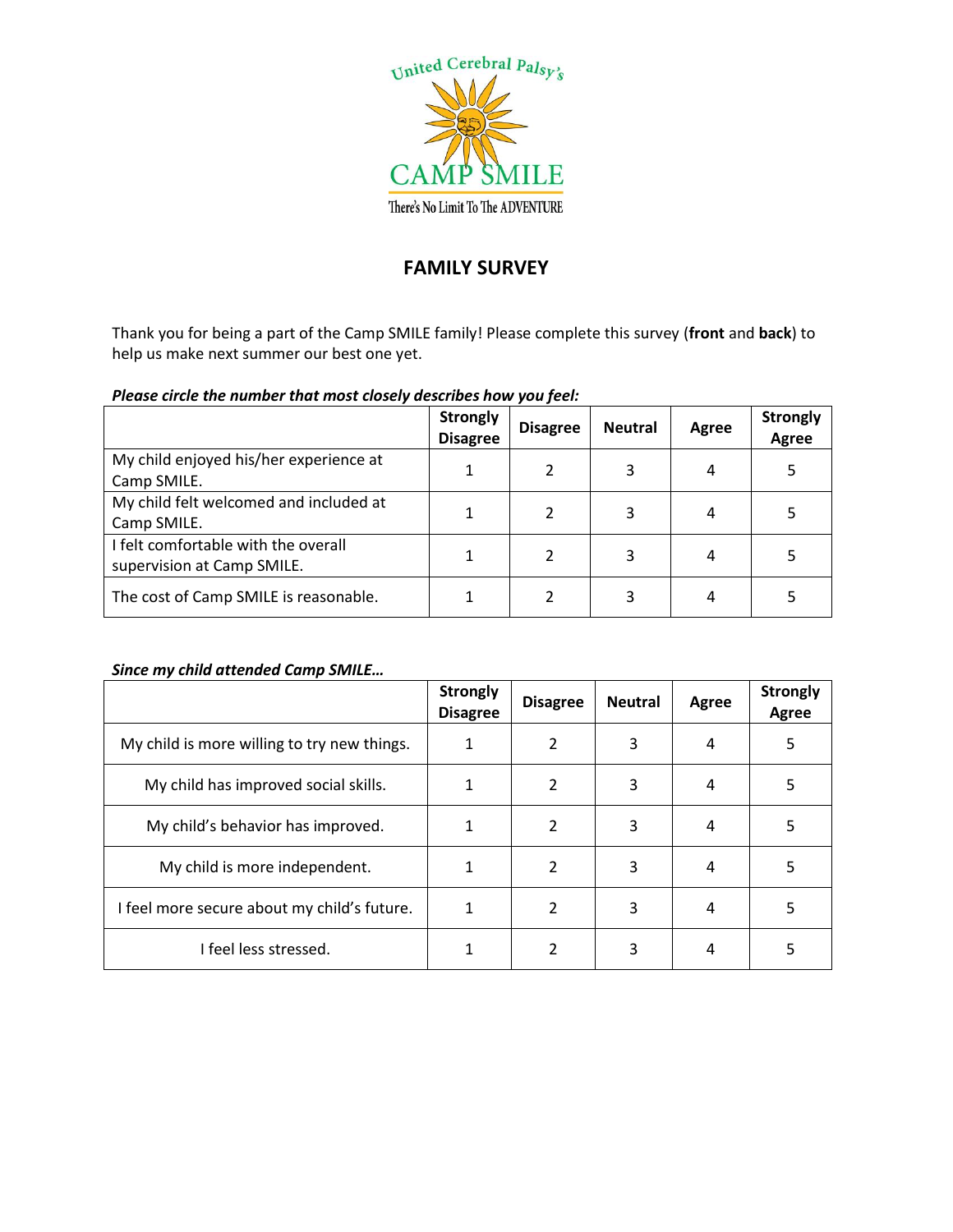United Cerebral Palsy's

CAMP SMILE

There's No Limit To The ADVENTURE

# FAMILY SURVEY

Thank you for being a part of the Camp SMILE family! Please complete this survey (**front** and **back**) to help us make next summer our best one yet.

***Please circle the number that most closely describes how you feel:***

| | Strongly Disagree | Disagree | Neutral | Agree | Strongly Agree |
|---|---|---|---|---|---|
| My child enjoyed his/her experience at Camp SMILE. | 1 | 2 | 3 | 4 | 5 |
| My child felt welcomed and included at Camp SMILE. | 1 | 2 | 3 | 4 | 5 |
| I felt comfortable with the overall supervision at Camp SMILE. | 1 | 2 | 3 | 4 | 5 |
| The cost of Camp SMILE is reasonable. | 1 | 2 | 3 | 4 | 5 |

***Since my child attended Camp SMILE…***

| | Strongly Disagree | Disagree | Neutral | Agree | Strongly Agree |
|---|---|---|---|---|---|
| My child is more willing to try new things. | 1 | 2 | 3 | 4 | 5 |
| My child has improved social skills. | 1 | 2 | 3 | 4 | 5 |
| My child's behavior has improved. | 1 | 2 | 3 | 4 | 5 |
| My child is more independent. | 1 | 2 | 3 | 4 | 5 |
| I feel more secure about my child's future. | 1 | 2 | 3 | 4 | 5 |
| I feel less stressed. | 1 | 2 | 3 | 4 | 5 |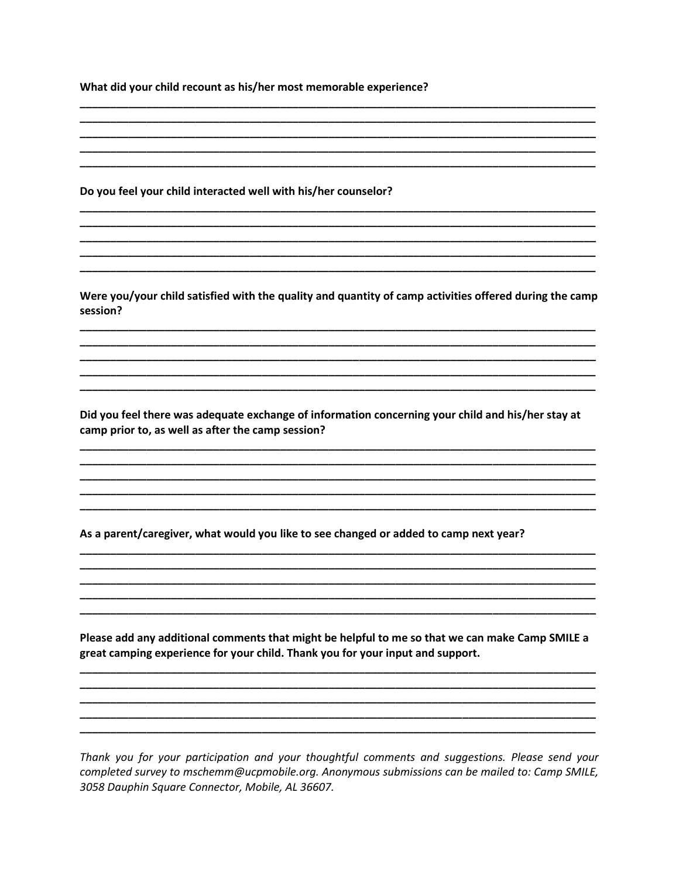**What did your child recount as his/her most memorable experience?**

______________________________________________________________________________
______________________________________________________________________________
______________________________________________________________________________
______________________________________________________________________________
______________________________________________________________________________

**Do you feel your child interacted well with his/her counselor?**

______________________________________________________________________________
______________________________________________________________________________
______________________________________________________________________________
______________________________________________________________________________
______________________________________________________________________________

**Were you/your child satisfied with the quality and quantity of camp activities offered during the camp session?**

______________________________________________________________________________
______________________________________________________________________________
______________________________________________________________________________
______________________________________________________________________________
______________________________________________________________________________

**Did you feel there was adequate exchange of information concerning your child and his/her stay at camp prior to, as well as after the camp session?**

______________________________________________________________________________
______________________________________________________________________________
______________________________________________________________________________
______________________________________________________________________________
______________________________________________________________________________

**As a parent/caregiver, what would you like to see changed or added to camp next year?**

______________________________________________________________________________
______________________________________________________________________________
______________________________________________________________________________
______________________________________________________________________________
______________________________________________________________________________

**Please add any additional comments that might be helpful to me so that we can make Camp SMILE a great camping experience for your child. Thank you for your input and support.**

______________________________________________________________________________
______________________________________________________________________________
______________________________________________________________________________
______________________________________________________________________________
______________________________________________________________________________

*Thank you for your participation and your thoughtful comments and suggestions. Please send your completed survey to mschemm@ucpmobile.org. Anonymous submissions can be mailed to: Camp SMILE, 3058 Dauphin Square Connector, Mobile, AL 36607.*